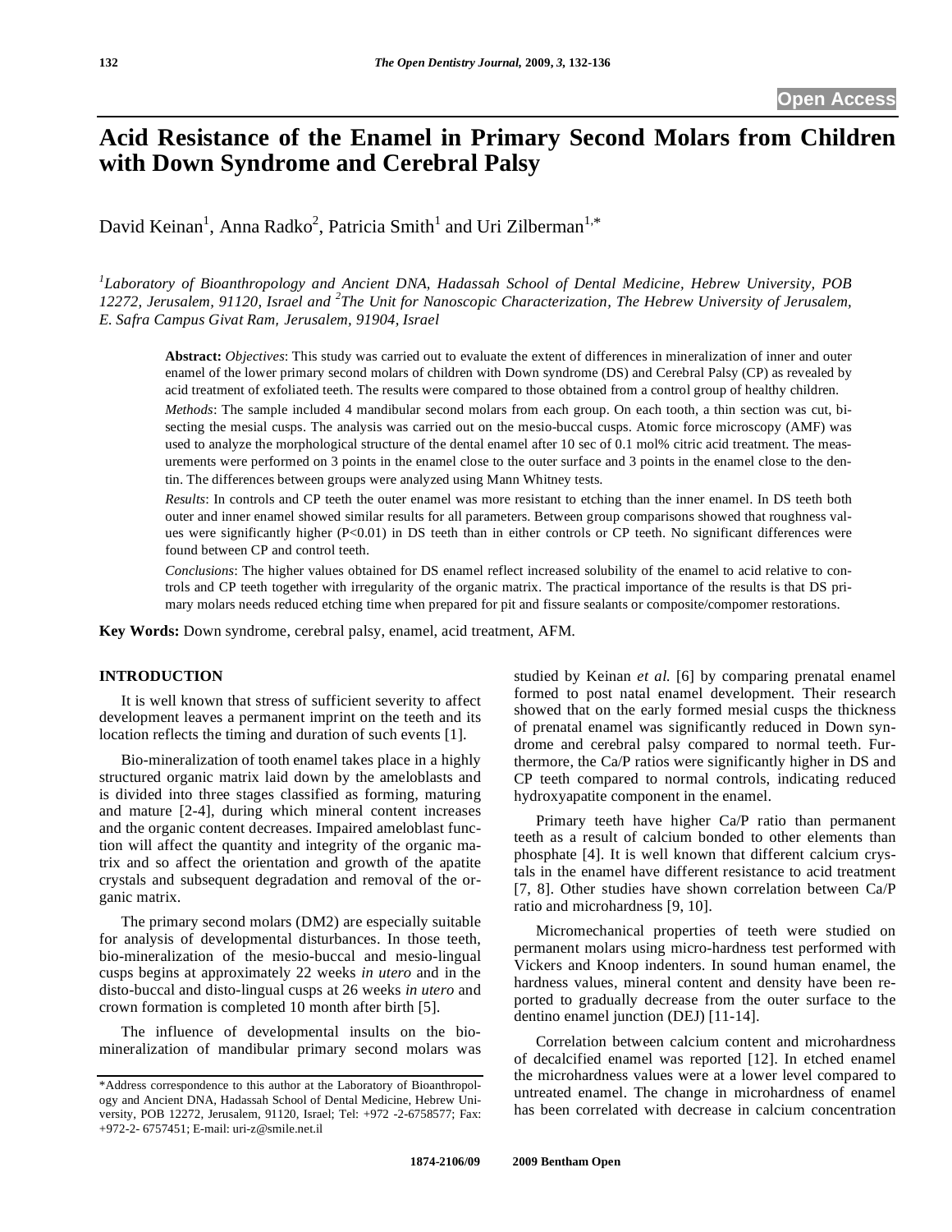# Acid Resistance of the Enamel in Primary Second Molars from Children with Down Syndrome and Cerebral Palsy

David Keinan[1], Anna Radko[2], Patricia Smith[1] and Uri Zilberman[1,*]

[1]*Laboratory of Bioanthropology and Ancient DNA, Hadassah School of Dental Medicine, Hebrew University, POB 12272, Jerusalem, 91120, Israel and* [2]*The Unit for Nanoscopic Characterization, The Hebrew University of Jerusalem, E. Safra Campus Givat Ram, Jerusalem, 91904, Israel*

**Abstract:** *Objectives*: This study was carried out to evaluate the extent of differences in mineralization of inner and outer enamel of the lower primary second molars of children with Down syndrome (DS) and Cerebral Palsy (CP) as revealed by acid treatment of exfoliated teeth. The results were compared to those obtained from a control group of healthy children.

*Methods*: The sample included 4 mandibular second molars from each group. On each tooth, a thin section was cut, bisecting the mesial cusps. The analysis was carried out on the mesio-buccal cusps. Atomic force microscopy (AMF) was used to analyze the morphological structure of the dental enamel after 10 sec of 0.1 mol% citric acid treatment. The measurements were performed on 3 points in the enamel close to the outer surface and 3 points in the enamel close to the dentin. The differences between groups were analyzed using Mann Whitney tests.

*Results*: In controls and CP teeth the outer enamel was more resistant to etching than the inner enamel. In DS teeth both outer and inner enamel showed similar results for all parameters. Between group comparisons showed that roughness values were significantly higher ($P<0.01$) in DS teeth than in either controls or CP teeth. No significant differences were found between CP and control teeth.

*Conclusions*: The higher values obtained for DS enamel reflect increased solubility of the enamel to acid relative to controls and CP teeth together with irregularity of the organic matrix. The practical importance of the results is that DS primary molars needs reduced etching time when prepared for pit and fissure sealants or composite/compomer restorations.

**Key Words:** Down syndrome, cerebral palsy, enamel, acid treatment, AFM.

## INTRODUCTION

It is well known that stress of sufficient severity to affect development leaves a permanent imprint on the teeth and its location reflects the timing and duration of such events [1].

Bio-mineralization of tooth enamel takes place in a highly structured organic matrix laid down by the ameloblasts and is divided into three stages classified as forming, maturing and mature [2-4], during which mineral content increases and the organic content decreases. Impaired ameloblast function will affect the quantity and integrity of the organic matrix and so affect the orientation and growth of the apatite crystals and subsequent degradation and removal of the organic matrix.

The primary second molars (DM2) are especially suitable for analysis of developmental disturbances. In those teeth, bio-mineralization of the mesio-buccal and mesio-lingual cusps begins at approximately 22 weeks *in utero* and in the disto-buccal and disto-lingual cusps at 26 weeks *in utero* and crown formation is completed 10 month after birth [5].

The influence of developmental insults on the bio-mineralization of mandibular primary second molars was studied by Keinan *et al.* [6] by comparing prenatal enamel formed to post natal enamel development. Their research showed that on the early formed mesial cusps the thickness of prenatal enamel was significantly reduced in Down syndrome and cerebral palsy compared to normal teeth. Furthermore, the Ca/P ratios were significantly higher in DS and CP teeth compared to normal controls, indicating reduced hydroxyapatite component in the enamel.

Primary teeth have higher Ca/P ratio than permanent teeth as a result of calcium bonded to other elements than phosphate [4]. It is well known that different calcium crystals in the enamel have different resistance to acid treatment [7, 8]. Other studies have shown correlation between Ca/P ratio and microhardness [9, 10].

Micromechanical properties of teeth were studied on permanent molars using micro-hardness test performed with Vickers and Knoop indenters. In sound human enamel, the hardness values, mineral content and density have been reported to gradually decrease from the outer surface to the dentino enamel junction (DEJ) [11-14].

Correlation between calcium content and microhardness of decalcified enamel was reported [12]. In etched enamel the microhardness values were at a lower level compared to untreated enamel. The change in microhardness of enamel has been correlated with decrease in calcium concentration

*Address correspondence to this author at the Laboratory of Bioanthropology and Ancient DNA, Hadassah School of Dental Medicine, Hebrew University, POB 12272, Jerusalem, 91120, Israel; Tel: +972 -2-6758577; Fax: +972-2- 6757451; E-mail: uri-z@smile.net.il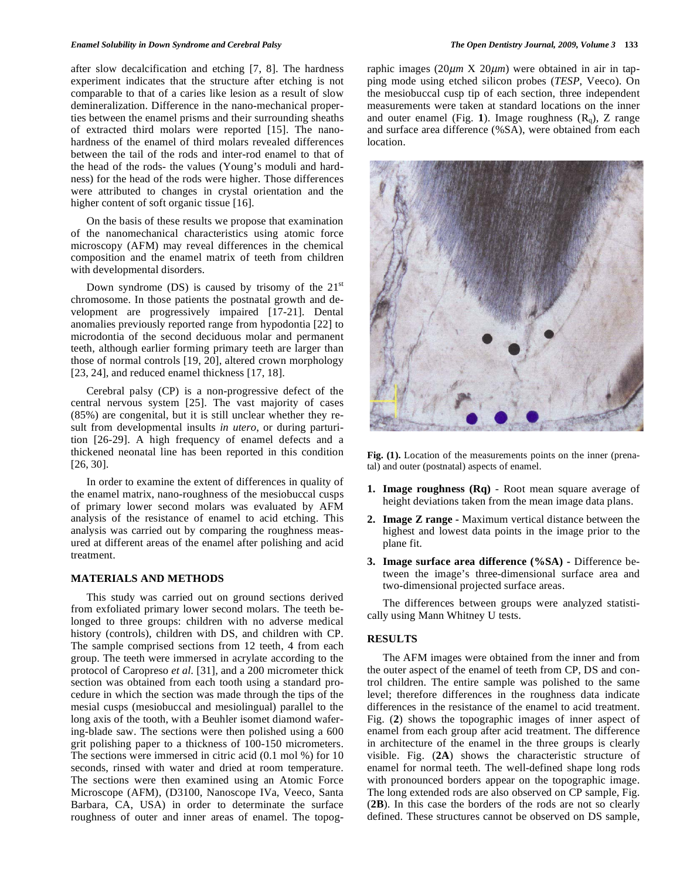after slow decalcification and etching [7, 8]. The hardness experiment indicates that the structure after etching is not comparable to that of a caries like lesion as a result of slow demineralization. Difference in the nano-mechanical properties between the enamel prisms and their surrounding sheaths of extracted third molars were reported [15]. The nano-hardness of the enamel of third molars revealed differences between the tail of the rods and inter-rod enamel to that of the head of the rods- the values (Young's moduli and hardness) for the head of the rods were higher. Those differences were attributed to changes in crystal orientation and the higher content of soft organic tissue [16].

On the basis of these results we propose that examination of the nanomechanical characteristics using atomic force microscopy (AFM) may reveal differences in the chemical composition and the enamel matrix of teeth from children with developmental disorders.

Down syndrome (DS) is caused by trisomy of the 21st chromosome. In those patients the postnatal growth and development are progressively impaired [17-21]. Dental anomalies previously reported range from hypodontia [22] to microdontia of the second deciduous molar and permanent teeth, although earlier forming primary teeth are larger than those of normal controls [19, 20], altered crown morphology [23, 24], and reduced enamel thickness [17, 18].

Cerebral palsy (CP) is a non-progressive defect of the central nervous system [25]. The vast majority of cases (85%) are congenital, but it is still unclear whether they result from developmental insults *in utero*, or during parturition [26-29]. A high frequency of enamel defects and a thickened neonatal line has been reported in this condition [26, 30].

In order to examine the extent of differences in quality of the enamel matrix, nano-roughness of the mesiobuccal cusps of primary lower second molars was evaluated by AFM analysis of the resistance of enamel to acid etching. This analysis was carried out by comparing the roughness measured at different areas of the enamel after polishing and acid treatment.

## MATERIALS AND METHODS

This study was carried out on ground sections derived from exfoliated primary lower second molars. The teeth belonged to three groups: children with no adverse medical history (controls), children with DS, and children with CP. The sample comprised sections from 12 teeth, 4 from each group. The teeth were immersed in acrylate according to the protocol of Caropreso *et al.* [31], and a 200 micrometer thick section was obtained from each tooth using a standard procedure in which the section was made through the tips of the mesial cusps (mesiobuccal and mesiolingual) parallel to the long axis of the tooth, with a Beuhler isomet diamond wafering-blade saw. The sections were then polished using a 600 grit polishing paper to a thickness of 100-150 micrometers. The sections were immersed in citric acid (0.1 mol %) for 10 seconds, rinsed with water and dried at room temperature. The sections were then examined using an Atomic Force Microscope (AFM), (D3100, Nanoscope IVa, Veeco, Santa Barbara, CA, USA) in order to determinate the surface roughness of outer and inner areas of enamel. The topographic images ($20\mu m$ X $20\mu m$) were obtained in air in tapping mode using etched silicon probes (*TESP*, Veeco). On the mesiobuccal cusp tip of each section, three independent measurements were taken at standard locations on the inner and outer enamel (Fig. **1**). Image roughness ($R_q$), Z range and surface area difference (%SA), were obtained from each location.

**Fig. (1).** Location of the measurements points on the inner (prenatal) and outer (postnatal) aspects of enamel.

1. **Image roughness (Rq)** - Root mean square average of height deviations taken from the mean image data plans.
2. **Image Z range -** Maximum vertical distance between the highest and lowest data points in the image prior to the plane fit.
3. **Image surface area difference (%SA) -** Difference between the image's three-dimensional surface area and two-dimensional projected surface areas.

The differences between groups were analyzed statistically using Mann Whitney U tests.

## RESULTS

The AFM images were obtained from the inner and from the outer aspect of the enamel of teeth from CP, DS and control children. The entire sample was polished to the same level; therefore differences in the roughness data indicate differences in the resistance of the enamel to acid treatment. Fig. (**2**) shows the topographic images of inner aspect of enamel from each group after acid treatment. The difference in architecture of the enamel in the three groups is clearly visible. Fig. (**2A**) shows the characteristic structure of enamel for normal teeth. The well-defined shape long rods with pronounced borders appear on the topographic image. The long extended rods are also observed on CP sample, Fig. (**2B**). In this case the borders of the rods are not so clearly defined. These structures cannot be observed on DS sample,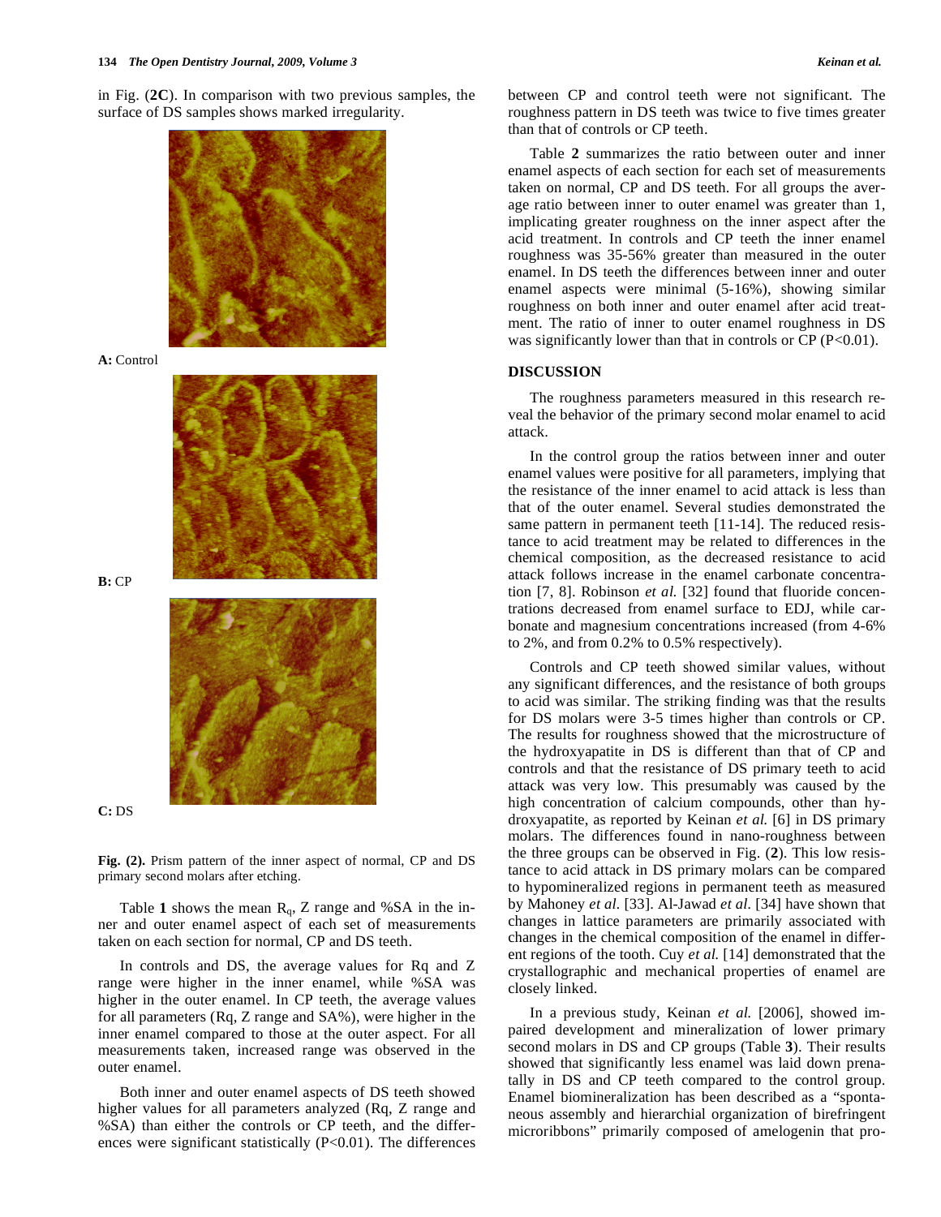in Fig. (**2C**). In comparison with two previous samples, the surface of DS samples shows marked irregularity.

**A:** Control

**B:** CP

**C:** DS

**Fig. (2).** Prism pattern of the inner aspect of normal, CP and DS primary second molars after etching.

Table **1** shows the mean $R_q$, Z range and %SA in the inner and outer enamel aspect of each set of measurements taken on each section for normal, CP and DS teeth.

In controls and DS, the average values for Rq and Z range were higher in the inner enamel, while %SA was higher in the outer enamel. In CP teeth, the average values for all parameters (Rq, Z range and SA%), were higher in the inner enamel compared to those at the outer aspect. For all measurements taken, increased range was observed in the outer enamel.

Both inner and outer enamel aspects of DS teeth showed higher values for all parameters analyzed (Rq, Z range and %SA) than either the controls or CP teeth, and the differences were significant statistically ($P<0.01$). The differences between CP and control teeth were not significant. The roughness pattern in DS teeth was twice to five times greater than that of controls or CP teeth.

Table **2** summarizes the ratio between outer and inner enamel aspects of each section for each set of measurements taken on normal, CP and DS teeth. For all groups the average ratio between inner to outer enamel was greater than 1, implicating greater roughness on the inner aspect after the acid treatment. In controls and CP teeth the inner enamel roughness was 35-56% greater than measured in the outer enamel. In DS teeth the differences between inner and outer enamel aspects were minimal (5-16%), showing similar roughness on both inner and outer enamel after acid treatment. The ratio of inner to outer enamel roughness in DS was significantly lower than that in controls or CP ($P<0.01$).

## DISCUSSION

The roughness parameters measured in this research reveal the behavior of the primary second molar enamel to acid attack.

In the control group the ratios between inner and outer enamel values were positive for all parameters, implying that the resistance of the inner enamel to acid attack is less than that of the outer enamel. Several studies demonstrated the same pattern in permanent teeth [11-14]. The reduced resistance to acid treatment may be related to differences in the chemical composition, as the decreased resistance to acid attack follows increase in the enamel carbonate concentration [7, 8]. Robinson *et al.* [32] found that fluoride concentrations decreased from enamel surface to EDJ, while carbonate and magnesium concentrations increased (from 4-6% to 2%, and from 0.2% to 0.5% respectively).

Controls and CP teeth showed similar values, without any significant differences, and the resistance of both groups to acid was similar. The striking finding was that the results for DS molars were 3-5 times higher than controls or CP. The results for roughness showed that the microstructure of the hydroxyapatite in DS is different than that of CP and controls and that the resistance of DS primary teeth to acid attack was very low. This presumably was caused by the high concentration of calcium compounds, other than hydroxyapatite, as reported by Keinan *et al.* [6] in DS primary molars. The differences found in nano-roughness between the three groups can be observed in Fig. (**2**). This low resistance to acid attack in DS primary molars can be compared to hypomineralized regions in permanent teeth as measured by Mahoney *et al.* [33]. Al-Jawad *et al.* [34] have shown that changes in lattice parameters are primarily associated with changes in the chemical composition of the enamel in different regions of the tooth. Cuy *et al.* [14] demonstrated that the crystallographic and mechanical properties of enamel are closely linked.

In a previous study, Keinan *et al.* [2006], showed impaired development and mineralization of lower primary second molars in DS and CP groups (Table **3**). Their results showed that significantly less enamel was laid down prenatally in DS and CP teeth compared to the control group. Enamel biomineralization has been described as a "spontaneous assembly and hierarchial organization of birefringent microribbons" primarily composed of amelogenin that pro-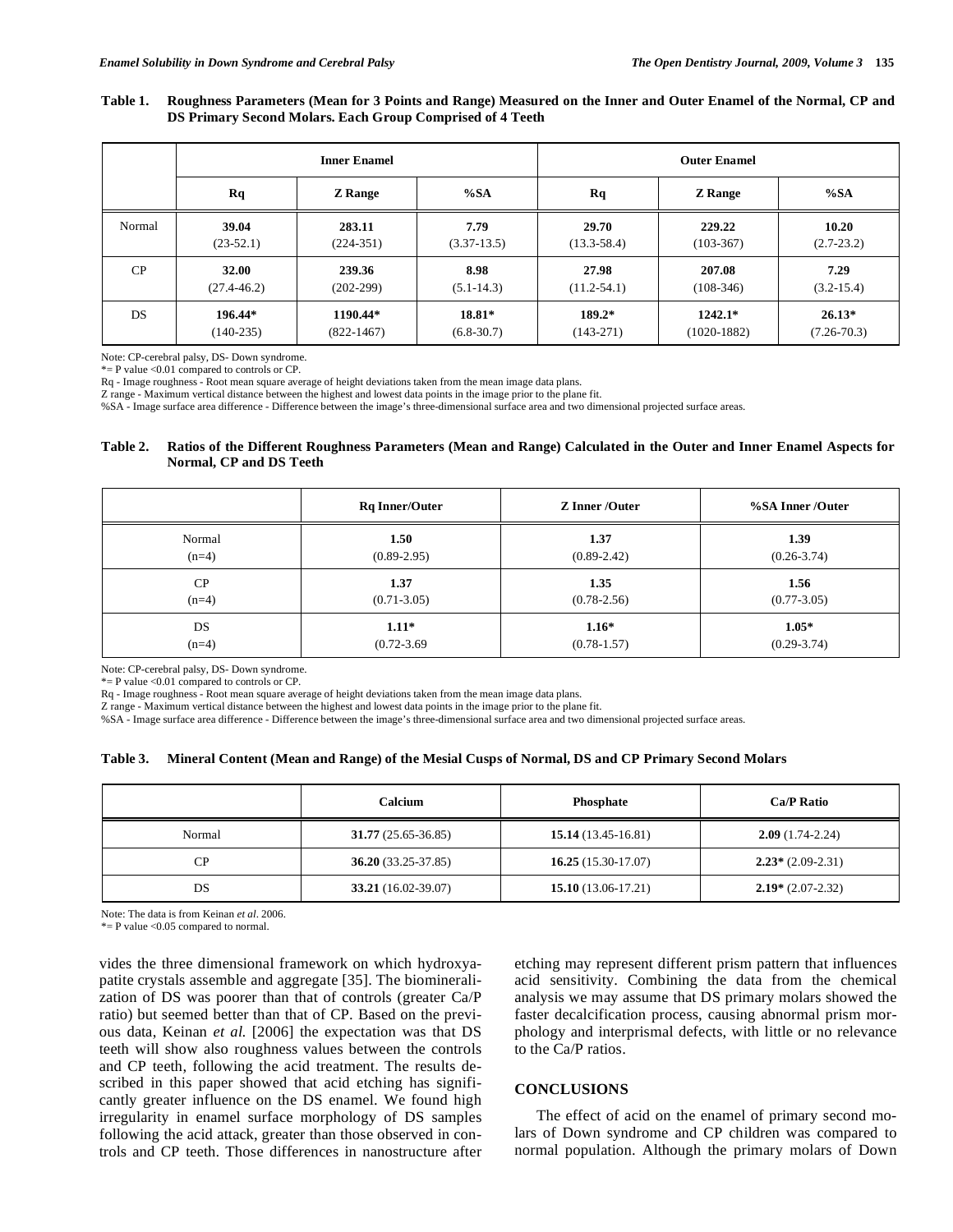**Table 1. Roughness Parameters (Mean for 3 Points and Range) Measured on the Inner and Outer Enamel of the Normal, CP and DS Primary Second Molars. Each Group Comprised of 4 Teeth**

| | Inner Enamel | | | Outer Enamel | | |
|---|---|---|---|---|---|---|
| | **Rq** | **Z Range** | **%SA** | **Rq** | **Z Range** | **%SA** |
| Normal | **39.04** (23-52.1) | **283.11** (224-351) | **7.79** (3.37-13.5) | **29.70** (13.3-58.4) | **229.22** (103-367) | **10.20** (2.7-23.2) |
| CP | **32.00** (27.4-46.2) | **239.36** (202-299) | **8.98** (5.1-14.3) | **27.98** (11.2-54.1) | **207.08** (108-346) | **7.29** (3.2-15.4) |
| DS | **196.44*** (140-235) | **1190.44*** (822-1467) | **18.81*** (6.8-30.7) | **189.2*** (143-271) | **1242.1*** (1020-1882) | **26.13*** (7.26-70.3) |

Note: CP-cerebral palsy, DS- Down syndrome.
*= P value <0.01 compared to controls or CP.
Rq - Image roughness - Root mean square average of height deviations taken from the mean image data plans.
Z range - Maximum vertical distance between the highest and lowest data points in the image prior to the plane fit.
%SA - Image surface area difference - Difference between the image's three-dimensional surface area and two dimensional projected surface areas.

**Table 2. Ratios of the Different Roughness Parameters (Mean and Range) Calculated in the Outer and Inner Enamel Aspects for Normal, CP and DS Teeth**

| | Rq Inner/Outer | Z Inner /Outer | %SA Inner /Outer |
|---|---|---|---|
| Normal (n=4) | **1.50** (0.89-2.95) | **1.37** (0.89-2.42) | **1.39** (0.26-3.74) |
| CP (n=4) | **1.37** (0.71-3.05) | **1.35** (0.78-2.56) | **1.56** (0.77-3.05) |
| DS (n=4) | **1.11*** (0.72-3.69 | **1.16*** (0.78-1.57) | **1.05*** (0.29-3.74) |

Note: CP-cerebral palsy, DS- Down syndrome.
*= P value <0.01 compared to controls or CP.
Rq - Image roughness - Root mean square average of height deviations taken from the mean image data plans.
Z range - Maximum vertical distance between the highest and lowest data points in the image prior to the plane fit.
%SA - Image surface area difference - Difference between the image's three-dimensional surface area and two dimensional projected surface areas.

**Table 3. Mineral Content (Mean and Range) of the Mesial Cusps of Normal, DS and CP Primary Second Molars**

| | Calcium | Phosphate | Ca/P Ratio |
|---|---|---|---|
| Normal | **31.77** (25.65-36.85) | **15.14** (13.45-16.81) | **2.09** (1.74-2.24) |
| CP | **36.20** (33.25-37.85) | **16.25** (15.30-17.07) | **2.23*** (2.09-2.31) |
| DS | **33.21** (16.02-39.07) | **15.10** (13.06-17.21) | **2.19*** (2.07-2.32) |

Note: The data is from Keinan *et al*. 2006.
*= P value <0.05 compared to normal.

vides the three dimensional framework on which hydroxyapatite crystals assemble and aggregate [35]. The biomineralization of DS was poorer than that of controls (greater Ca/P ratio) but seemed better than that of CP. Based on the previous data, Keinan *et al.* [2006] the expectation was that DS teeth will show also roughness values between the controls and CP teeth, following the acid treatment. The results described in this paper showed that acid etching has significantly greater influence on the DS enamel. We found high irregularity in enamel surface morphology of DS samples following the acid attack, greater than those observed in controls and CP teeth. Those differences in nanostructure after etching may represent different prism pattern that influences acid sensitivity. Combining the data from the chemical analysis we may assume that DS primary molars showed the faster decalcification process, causing abnormal prism morphology and interprismal defects, with little or no relevance to the Ca/P ratios.

## CONCLUSIONS

The effect of acid on the enamel of primary second molars of Down syndrome and CP children was compared to normal population. Although the primary molars of Down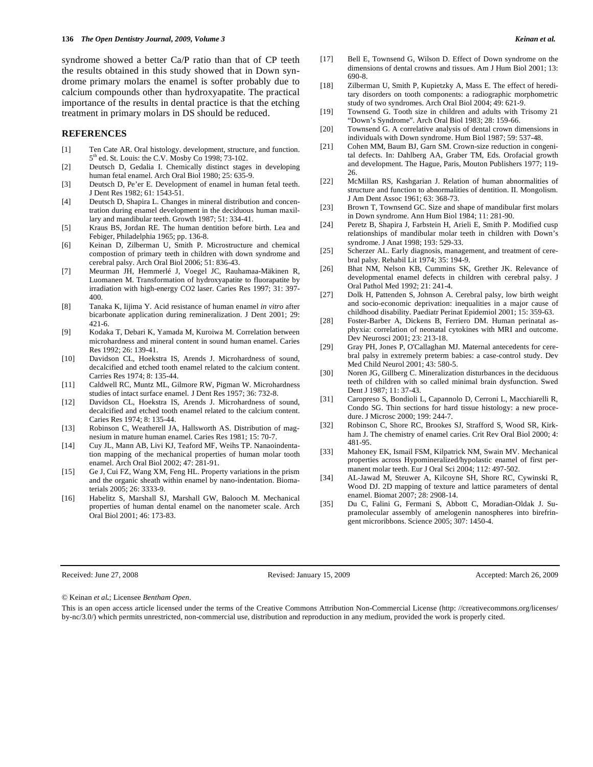syndrome showed a better Ca/P ratio than that of CP teeth the results obtained in this study showed that in Down syndrome primary molars the enamel is softer probably due to calcium compounds other than hydroxyapatite. The practical importance of the results in dental practice is that the etching treatment in primary molars in DS should be reduced.

## REFERENCES

[1] Ten Cate AR. Oral histology. development, structure, and function. 5th ed. St. Louis: the C.V. Mosby Co 1998; 73-102.

[2] Deutsch D, Gedalia I. Chemically distinct stages in developing human fetal enamel. Arch Oral Biol 1980; 25: 635-9.

[3] Deutsch D, Pe'er E. Development of enamel in human fetal teeth. J Dent Res 1982; 61: 1543-51.

[4] Deutsch D, Shapira L. Changes in mineral distribution and concentration during enamel development in the deciduous human maxillary and mandibular teeth. Growth 1987; 51: 334-41.

[5] Kraus BS, Jordan RE. The human dentition before birth. Lea and Febiger, Philadelphia 1965; pp. 136-8.

[6] Keinan D, Zilberman U, Smith P. Microstructure and chemical compostion of primary teeth in children with down syndrome and cerebral palsy. Arch Oral Biol 2006; 51: 836-43.

[7] Meurman JH, Hemmerlé J, Voegel JC, Rauhamaa-Mäkinen R, Luomanen M. Transformation of hydroxyapatite to fluorapatite by irradiation with high-energy CO2 laser. Caries Res 1997; 31: 397-400.

[8] Tanaka K, Iijima Y. Acid resistance of human enamel *in vitro* after bicarbonate application during remineralization. J Dent 2001; 29: 421-6.

[9] Kodaka T, Debari K, Yamada M, Kuroiwa M. Correlation between microhardness and mineral content in sound human enamel. Caries Res 1992; 26: 139-41.

[10] Davidson CL, Hoekstra IS, Arends J. Microhardness of sound, decalcified and etched tooth enamel related to the calcium content. Carries Res 1974; 8: 135-44.

[11] Caldwell RC, Muntz ML, Gilmore RW, Pigman W. Microhardness studies of intact surface enamel. J Dent Res 1957; 36: 732-8.

[12] Davidson CL, Hoekstra IS, Arends J. Microhardness of sound, decalcified and etched tooth enamel related to the calcium content. Caries Res 1974; 8: 135-44.

[13] Robinson C, Weatherell JA, Hallsworth AS. Distribution of magnesium in mature human enamel. Caries Res 1981; 15: 70-7.

[14] Cuy JL, Mann AB, Livi KJ, Teaford MF, Weihs TP. Nanaoindentation mapping of the mechanical properties of human molar tooth enamel. Arch Oral Biol 2002; 47: 281-91.

[15] Ge J, Cui FZ, Wang XM, Feng HL. Property variations in the prism and the organic sheath within enamel by nano-indentation. Biomaterials 2005; 26: 3333-9.

[16] Habelitz S, Marshall SJ, Marshall GW, Balooch M. Mechanical properties of human dental enamel on the nanometer scale. Arch Oral Biol 2001; 46: 173-83.

[17] Bell E, Townsend G, Wilson D. Effect of Down syndrome on the dimensions of dental crowns and tissues. Am J Hum Biol 2001; 13: 690-8.

[18] Zilberman U, Smith P, Kupietzky A, Mass E. The effect of hereditary disorders on tooth components: a radiographic morphometric study of two syndromes. Arch Oral Biol 2004; 49: 621-9.

[19] Townsend G. Tooth size in children and adults with Trisomy 21 "Down's Syndrome". Arch Oral Biol 1983; 28: 159-66.

[20] Townsend G. A correlative analysis of dental crown dimensions in individuals with Down syndrome. Hum Biol 1987; 59: 537-48.

[21] Cohen MM, Baum BJ, Garn SM. Crown-size reduction in congenital defects. In: Dahlberg AA, Graber TM, Eds. Orofacial growth and development. The Hague, Paris, Mouton Publishers 1977; 119-26.

[22] McMillan RS, Kashgarian J. Relation of human abnormalities of structure and function to abnormalities of dentition. II. Mongolism. J Am Dent Assoc 1961; 63: 368-73.

[23] Brown T, Townsend GC. Size and shape of mandibular first molars in Down syndrome. Ann Hum Biol 1984; 11: 281-90.

[24] Peretz B, Shapira J, Farbstein H, Arieli E, Smith P. Modified cusp relationships of mandibular molar teeth in children with Down's syndrome. J Anat 1998; 193: 529-33.

[25] Scherzer AL. Early diagnosis, management, and treatment of cerebral palsy. Rehabil Lit 1974; 35: 194-9.

[26] Bhat NM, Nelson KB, Cummins SK, Grether JK. Relevance of developmental enamel defects in children with cerebral palsy. J Oral Pathol Med 1992; 21: 241-4.

[27] Dolk H, Pattenden S, Johnson A. Cerebral palsy, low birth weight and socio-economic deprivation: inequalities in a major cause of childhood disability. Paediatr Perinat Epidemiol 2001; 15: 359-63.

[28] Foster-Barber A, Dickens B, Ferriero DM. Human perinatal asphyxia: correlation of neonatal cytokines with MRI and outcome. Dev Neurosci 2001; 23: 213-18.

[29] Gray PH, Jones P, O'Callaghan MJ. Maternal antecedents for cerebral palsy in extremely preterm babies: a case-control study. Dev Med Child Neurol 2001; 43: 580-5.

[30] Noren JG, Gillberg C. Mineralization disturbances in the deciduous teeth of children with so called minimal brain dysfunction. Swed Dent J 1987; 11: 37-43.

[31] Caropreso S, Bondioli L, Capannolo D, Cerroni L, Macchiarelli R, Condo SG. Thin sections for hard tissue histology: a new procedure. J Microsc 2000; 199: 244-7.

[32] Robinson C, Shore RC, Brookes SJ, Strafford S, Wood SR, Kirkham J. The chemistry of enamel caries. Crit Rev Oral Biol 2000; 4: 481-95.

[33] Mahoney EK, Ismail FSM, Kilpatrick NM, Swain MV. Mechanical properties across Hypomineralized/hypolastic enamel of first permanent molar teeth. Eur J Oral Sci 2004; 112: 497-502.

[34] AL-Jawad M, Steuwer A, Kilcoyne SH, Shore RC, Cywinski R, Wood DJ. 2D mapping of texture and lattice parameters of dental enamel. Biomat 2007; 28: 2908-14.

[35] Du C, Falini G, Fermani S, Abbott C, Moradian-Oldak J. Supramolecular assembly of amelogenin nanospheres into birefringent microribbons. Science 2005; 307: 1450-4.

---

Received: June 27, 2008 Revised: January 15, 2009 Accepted: March 26, 2009

© Keinan *et al.*; Licensee *Bentham Open*.

This is an open access article licensed under the terms of the Creative Commons Attribution Non-Commercial License (http: //creativecommons.org/licenses/by-nc/3.0/) which permits unrestricted, non-commercial use, distribution and reproduction in any medium, provided the work is properly cited.